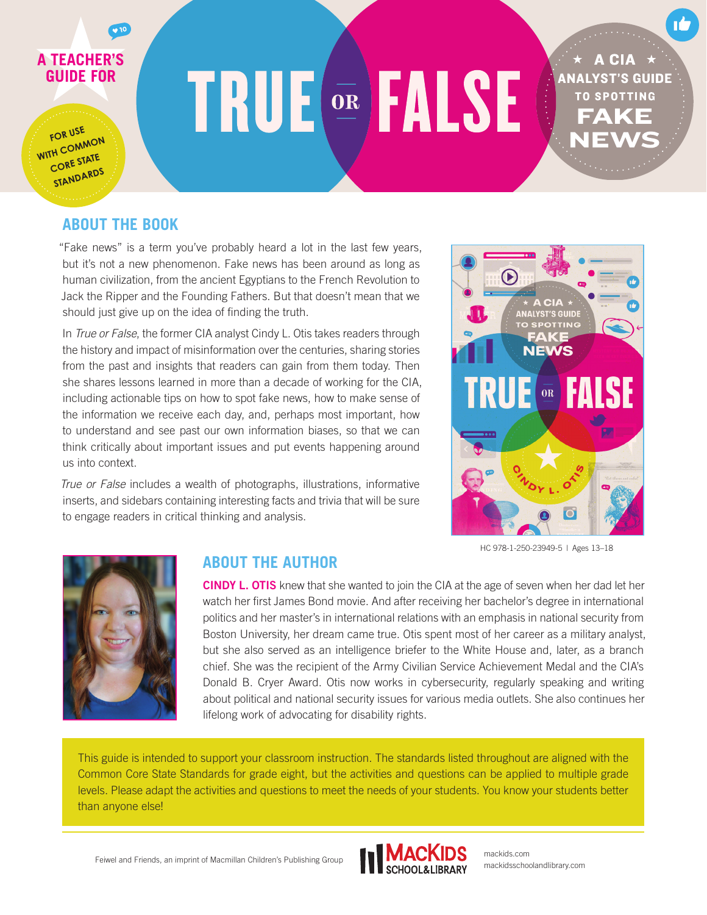A TEACHER'S GUIDE FOR

FOR USE WITH COMMON CORE STATE STANDARDS

# TRUE OR FALSE

★ A CIA ★ ANALYST'S GUIDE TO SPOTTING FAKE NEWS

## ABOUT THE BOOK

"Fake news" is a term you've probably heard a lot in the last few years, but it's not a new phenomenon. Fake news has been around as long as human civilization, from the ancient Egyptians to the French Revolution to Jack the Ripper and the Founding Fathers. But that doesn't mean that we should just give up on the idea of finding the truth.

In *True or False*, the former CIA analyst Cindy L. Otis takes readers through the history and impact of misinformation over the centuries, sharing stories from the past and insights that readers can gain from them today. Then she shares lessons learned in more than a decade of working for the CIA, including actionable tips on how to spot fake news, how to make sense of the information we receive each day, and, perhaps most important, how to understand and see past our own information biases, so that we can think critically about important issues and put events happening around us into context.

*True or False* includes a wealth of photographs, illustrations, informative inserts, and sidebars containing interesting facts and trivia that will be sure to engage readers in critical thinking and analysis.

HC 978-1-250-23949-5 | Ages 13–18

## ABOUT THE AUTHOR

**CINDY L. OTIS** knew that she wanted to join the CIA at the age of seven when her dad let her watch her first James Bond movie. And after receiving her bachelor's degree in international politics and her master's in international relations with an emphasis in national security from Boston University, her dream came true. Otis spent most of her career as a military analyst, but she also served as an intelligence briefer to the White House and, later, as a branch chief. She was the recipient of the Army Civilian Service Achievement Medal and the CIA's Donald B. Cryer Award. Otis now works in cybersecurity, regularly speaking and writing about political and national security issues for various media outlets. She also continues her lifelong work of advocating for disability rights.

This guide is intended to support your classroom instruction. The standards listed throughout are aligned with the Common Core State Standards for grade eight, but the activities and questions can be applied to multiple grade levels. Please adapt the activities and questions to meet the needs of your students. You know your students better than anyone else!

Feiwel and Friends, an imprint of Macmillan Children's Publishing Group

MACKIDS SCHOOL&LIBRARY

mackids.com
mackidsschoolandlibrary.com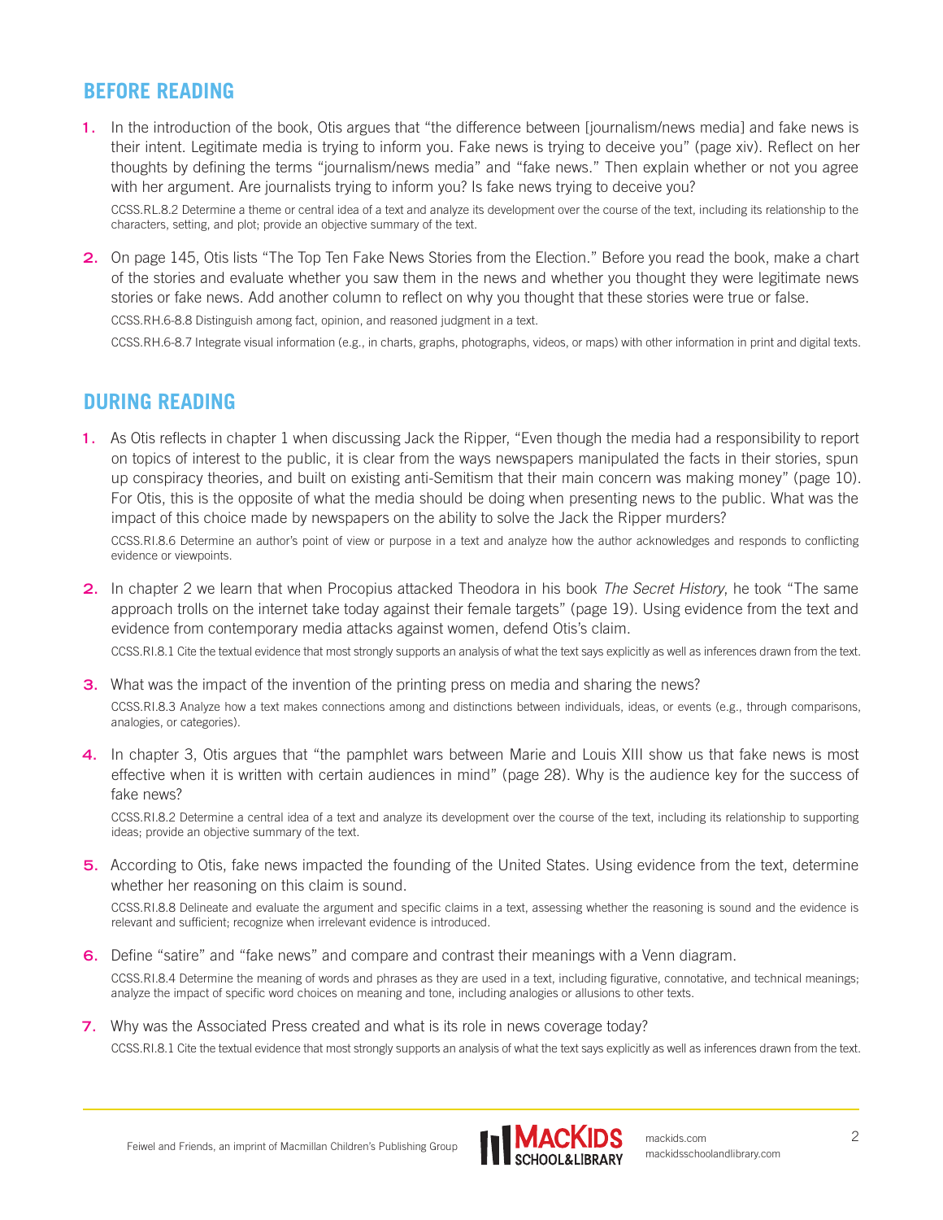## BEFORE READING

1. In the introduction of the book, Otis argues that "the difference between [journalism/news media] and fake news is their intent. Legitimate media is trying to inform you. Fake news is trying to deceive you" (page xiv). Reflect on her thoughts by defining the terms "journalism/news media" and "fake news." Then explain whether or not you agree with her argument. Are journalists trying to inform you? Is fake news trying to deceive you?

   CCSS.RL.8.2 Determine a theme or central idea of a text and analyze its development over the course of the text, including its relationship to the characters, setting, and plot; provide an objective summary of the text.

2. On page 145, Otis lists "The Top Ten Fake News Stories from the Election." Before you read the book, make a chart of the stories and evaluate whether you saw them in the news and whether you thought they were legitimate news stories or fake news. Add another column to reflect on why you thought that these stories were true or false.

   CCSS.RH.6-8.8 Distinguish among fact, opinion, and reasoned judgment in a text.

   CCSS.RH.6-8.7 Integrate visual information (e.g., in charts, graphs, photographs, videos, or maps) with other information in print and digital texts.

## DURING READING

1. As Otis reflects in chapter 1 when discussing Jack the Ripper, "Even though the media had a responsibility to report on topics of interest to the public, it is clear from the ways newspapers manipulated the facts in their stories, spun up conspiracy theories, and built on existing anti-Semitism that their main concern was making money" (page 10). For Otis, this is the opposite of what the media should be doing when presenting news to the public. What was the impact of this choice made by newspapers on the ability to solve the Jack the Ripper murders?

   CCSS.RI.8.6 Determine an author's point of view or purpose in a text and analyze how the author acknowledges and responds to conflicting evidence or viewpoints.

2. In chapter 2 we learn that when Procopius attacked Theodora in his book *The Secret History*, he took "The same approach trolls on the internet take today against their female targets" (page 19). Using evidence from the text and evidence from contemporary media attacks against women, defend Otis's claim.

   CCSS.RI.8.1 Cite the textual evidence that most strongly supports an analysis of what the text says explicitly as well as inferences drawn from the text.

3. What was the impact of the invention of the printing press on media and sharing the news?

   CCSS.RI.8.3 Analyze how a text makes connections among and distinctions between individuals, ideas, or events (e.g., through comparisons, analogies, or categories).

4. In chapter 3, Otis argues that "the pamphlet wars between Marie and Louis XIII show us that fake news is most effective when it is written with certain audiences in mind" (page 28). Why is the audience key for the success of fake news?

   CCSS.RI.8.2 Determine a central idea of a text and analyze its development over the course of the text, including its relationship to supporting ideas; provide an objective summary of the text.

5. According to Otis, fake news impacted the founding of the United States. Using evidence from the text, determine whether her reasoning on this claim is sound.

   CCSS.RI.8.8 Delineate and evaluate the argument and specific claims in a text, assessing whether the reasoning is sound and the evidence is relevant and sufficient; recognize when irrelevant evidence is introduced.

6. Define "satire" and "fake news" and compare and contrast their meanings with a Venn diagram.

   CCSS.RI.8.4 Determine the meaning of words and phrases as they are used in a text, including figurative, connotative, and technical meanings; analyze the impact of specific word choices on meaning and tone, including analogies or allusions to other texts.

7. Why was the Associated Press created and what is its role in news coverage today?

   CCSS.RI.8.1 Cite the textual evidence that most strongly supports an analysis of what the text says explicitly as well as inferences drawn from the text.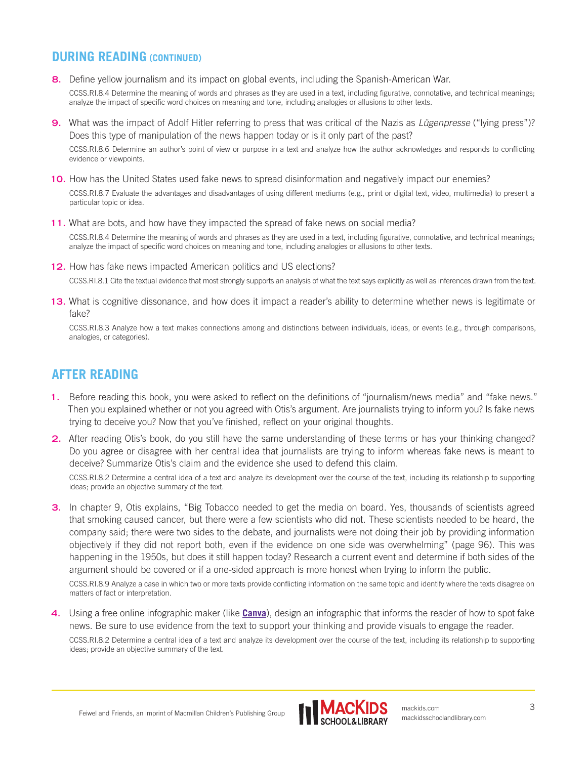## DURING READING (CONTINUED)

8. Define yellow journalism and its impact on global events, including the Spanish-American War.

   CCSS.RI.8.4 Determine the meaning of words and phrases as they are used in a text, including figurative, connotative, and technical meanings; analyze the impact of specific word choices on meaning and tone, including analogies or allusions to other texts.

9. What was the impact of Adolf Hitler referring to press that was critical of the Nazis as *Lügenpresse* ("lying press")? Does this type of manipulation of the news happen today or is it only part of the past?

   CCSS.RI.8.6 Determine an author's point of view or purpose in a text and analyze how the author acknowledges and responds to conflicting evidence or viewpoints.

10. How has the United States used fake news to spread disinformation and negatively impact our enemies?

    CCSS.RI.8.7 Evaluate the advantages and disadvantages of using different mediums (e.g., print or digital text, video, multimedia) to present a particular topic or idea.

11. What are bots, and how have they impacted the spread of fake news on social media?

    CCSS.RI.8.4 Determine the meaning of words and phrases as they are used in a text, including figurative, connotative, and technical meanings; analyze the impact of specific word choices on meaning and tone, including analogies or allusions to other texts.

12. How has fake news impacted American politics and US elections?

    CCSS.RI.8.1 Cite the textual evidence that most strongly supports an analysis of what the text says explicitly as well as inferences drawn from the text.

13. What is cognitive dissonance, and how does it impact a reader's ability to determine whether news is legitimate or fake?

    CCSS.RI.8.3 Analyze how a text makes connections among and distinctions between individuals, ideas, or events (e.g., through comparisons, analogies, or categories).

## AFTER READING

1. Before reading this book, you were asked to reflect on the definitions of "journalism/news media" and "fake news." Then you explained whether or not you agreed with Otis's argument. Are journalists trying to inform you? Is fake news trying to deceive you? Now that you've finished, reflect on your original thoughts.

2. After reading Otis's book, do you still have the same understanding of these terms or has your thinking changed? Do you agree or disagree with her central idea that journalists are trying to inform whereas fake news is meant to deceive? Summarize Otis's claim and the evidence she used to defend this claim.

   CCSS.RI.8.2 Determine a central idea of a text and analyze its development over the course of the text, including its relationship to supporting ideas; provide an objective summary of the text.

3. In chapter 9, Otis explains, "Big Tobacco needed to get the media on board. Yes, thousands of scientists agreed that smoking caused cancer, but there were a few scientists who did not. These scientists needed to be heard, the company said; there were two sides to the debate, and journalists were not doing their job by providing information objectively if they did not report both, even if the evidence on one side was overwhelming" (page 96). This was happening in the 1950s, but does it still happen today? Research a current event and determine if both sides of the argument should be covered or if a one-sided approach is more honest when trying to inform the public.

   CCSS.RI.8.9 Analyze a case in which two or more texts provide conflicting information on the same topic and identify where the texts disagree on matters of fact or interpretation.

4. Using a free online infographic maker (like **Canva**), design an infographic that informs the reader of how to spot fake news. Be sure to use evidence from the text to support your thinking and provide visuals to engage the reader.

   CCSS.RI.8.2 Determine a central idea of a text and analyze its development over the course of the text, including its relationship to supporting ideas; provide an objective summary of the text.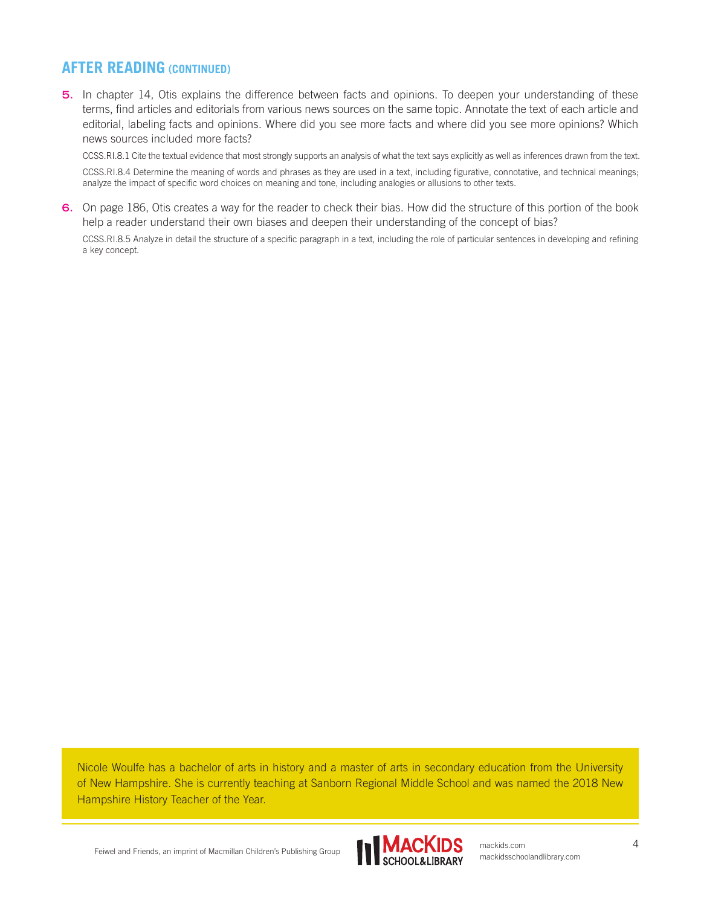## AFTER READING (CONTINUED)

5. In chapter 14, Otis explains the difference between facts and opinions. To deepen your understanding of these terms, find articles and editorials from various news sources on the same topic. Annotate the text of each article and editorial, labeling facts and opinions. Where did you see more facts and where did you see more opinions? Which news sources included more facts?

   CCSS.RI.8.1 Cite the textual evidence that most strongly supports an analysis of what the text says explicitly as well as inferences drawn from the text.

   CCSS.RI.8.4 Determine the meaning of words and phrases as they are used in a text, including figurative, connotative, and technical meanings; analyze the impact of specific word choices on meaning and tone, including analogies or allusions to other texts.

6. On page 186, Otis creates a way for the reader to check their bias. How did the structure of this portion of the book help a reader understand their own biases and deepen their understanding of the concept of bias?

   CCSS.RI.8.5 Analyze in detail the structure of a specific paragraph in a text, including the role of particular sentences in developing and refining a key concept.

Nicole Woulfe has a bachelor of arts in history and a master of arts in secondary education from the University of New Hampshire. She is currently teaching at Sanborn Regional Middle School and was named the 2018 New Hampshire History Teacher of the Year.

Feiwel and Friends, an imprint of Macmillan Children's Publishing Group

MACKIDS SCHOOL&LIBRARY

mackids.com
mackidsschoolandlibrary.com